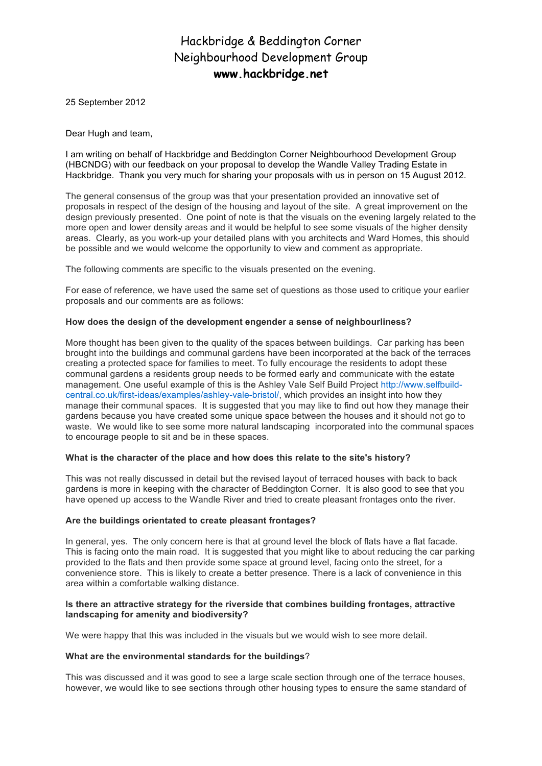# Hackbridge & Beddington Corner
# Neighbourhood Development Group
# www.hackbridge.net

25 September 2012

Dear Hugh and team,

I am writing on behalf of Hackbridge and Beddington Corner Neighbourhood Development Group (HBCNDG) with our feedback on your proposal to develop the Wandle Valley Trading Estate in Hackbridge. Thank you very much for sharing your proposals with us in person on 15 August 2012.

The general consensus of the group was that your presentation provided an innovative set of proposals in respect of the design of the housing and layout of the site. A great improvement on the design previously presented. One point of note is that the visuals on the evening largely related to the more open and lower density areas and it would be helpful to see some visuals of the higher density areas. Clearly, as you work-up your detailed plans with you architects and Ward Homes, this should be possible and we would welcome the opportunity to view and comment as appropriate.

The following comments are specific to the visuals presented on the evening.

For ease of reference, we have used the same set of questions as those used to critique your earlier proposals and our comments are as follows:

**How does the design of the development engender a sense of neighbourliness?**

More thought has been given to the quality of the spaces between buildings. Car parking has been brought into the buildings and communal gardens have been incorporated at the back of the terraces creating a protected space for families to meet. To fully encourage the residents to adopt these communal gardens a residents group needs to be formed early and communicate with the estate management. One useful example of this is the Ashley Vale Self Build Project http://www.selfbuild-central.co.uk/first-ideas/examples/ashley-vale-bristol/, which provides an insight into how they manage their communal spaces. It is suggested that you may like to find out how they manage their gardens because you have created some unique space between the houses and it should not go to waste. We would like to see some more natural landscaping incorporated into the communal spaces to encourage people to sit and be in these spaces.

**What is the character of the place and how does this relate to the site's history?**

This was not really discussed in detail but the revised layout of terraced houses with back to back gardens is more in keeping with the character of Beddington Corner. It is also good to see that you have opened up access to the Wandle River and tried to create pleasant frontages onto the river.

**Are the buildings orientated to create pleasant frontages?**

In general, yes. The only concern here is that at ground level the block of flats have a flat facade. This is facing onto the main road. It is suggested that you might like to about reducing the car parking provided to the flats and then provide some space at ground level, facing onto the street, for a convenience store. This is likely to create a better presence. There is a lack of convenience in this area within a comfortable walking distance.

**Is there an attractive strategy for the riverside that combines building frontages, attractive landscaping for amenity and biodiversity?**

We were happy that this was included in the visuals but we would wish to see more detail.

**What are the environmental standards for the buildings**?

This was discussed and it was good to see a large scale section through one of the terrace houses, however, we would like to see sections through other housing types to ensure the same standard of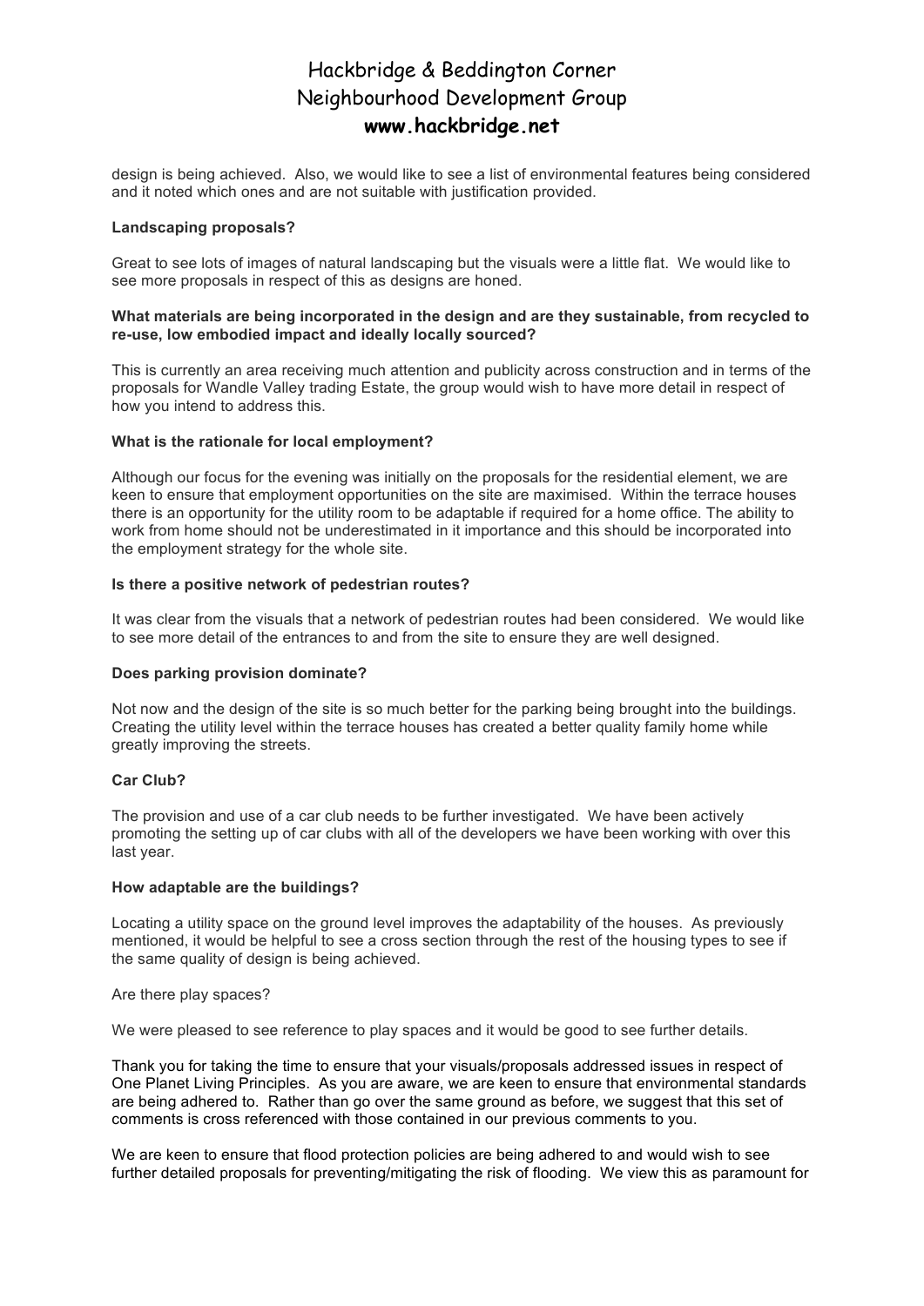design is being achieved.  Also, we would like to see a list of environmental features being considered and it noted which ones and are not suitable with justification provided.

**Landscaping proposals?**

Great to see lots of images of natural landscaping but the visuals were a little flat.  We would like to see more proposals in respect of this as designs are honed.

**What materials are being incorporated in the design and are they sustainable, from recycled to re-use, low embodied impact and ideally locally sourced?**

This is currently an area receiving much attention and publicity across construction and in terms of the proposals for Wandle Valley trading Estate, the group would wish to have more detail in respect of how you intend to address this.

**What is the rationale for local employment?**

Although our focus for the evening was initially on the proposals for the residential element, we are keen to ensure that employment opportunities on the site are maximised.  Within the terrace houses there is an opportunity for the utility room to be adaptable if required for a home office. The ability to work from home should not be underestimated in it importance and this should be incorporated into the employment strategy for the whole site.

**Is there a positive network of pedestrian routes?**

It was clear from the visuals that a network of pedestrian routes had been considered.  We would like to see more detail of the entrances to and from the site to ensure they are well designed.

**Does parking provision dominate?**

Not now and the design of the site is so much better for the parking being brought into the buildings. Creating the utility level within the terrace houses has created a better quality family home while greatly improving the streets.

**Car Club?**

The provision and use of a car club needs to be further investigated.  We have been actively promoting the setting up of car clubs with all of the developers we have been working with over this last year.

**How adaptable are the buildings?**

Locating a utility space on the ground level improves the adaptability of the houses.  As previously mentioned, it would be helpful to see a cross section through the rest of the housing types to see if the same quality of design is being achieved.

Are there play spaces?

We were pleased to see reference to play spaces and it would be good to see further details.

Thank you for taking the time to ensure that your visuals/proposals addressed issues in respect of One Planet Living Principles.  As you are aware, we are keen to ensure that environmental standards are being adhered to.  Rather than go over the same ground as before, we suggest that this set of comments is cross referenced with those contained in our previous comments to you.

We are keen to ensure that flood protection policies are being adhered to and would wish to see further detailed proposals for preventing/mitigating the risk of flooding.  We view this as paramount for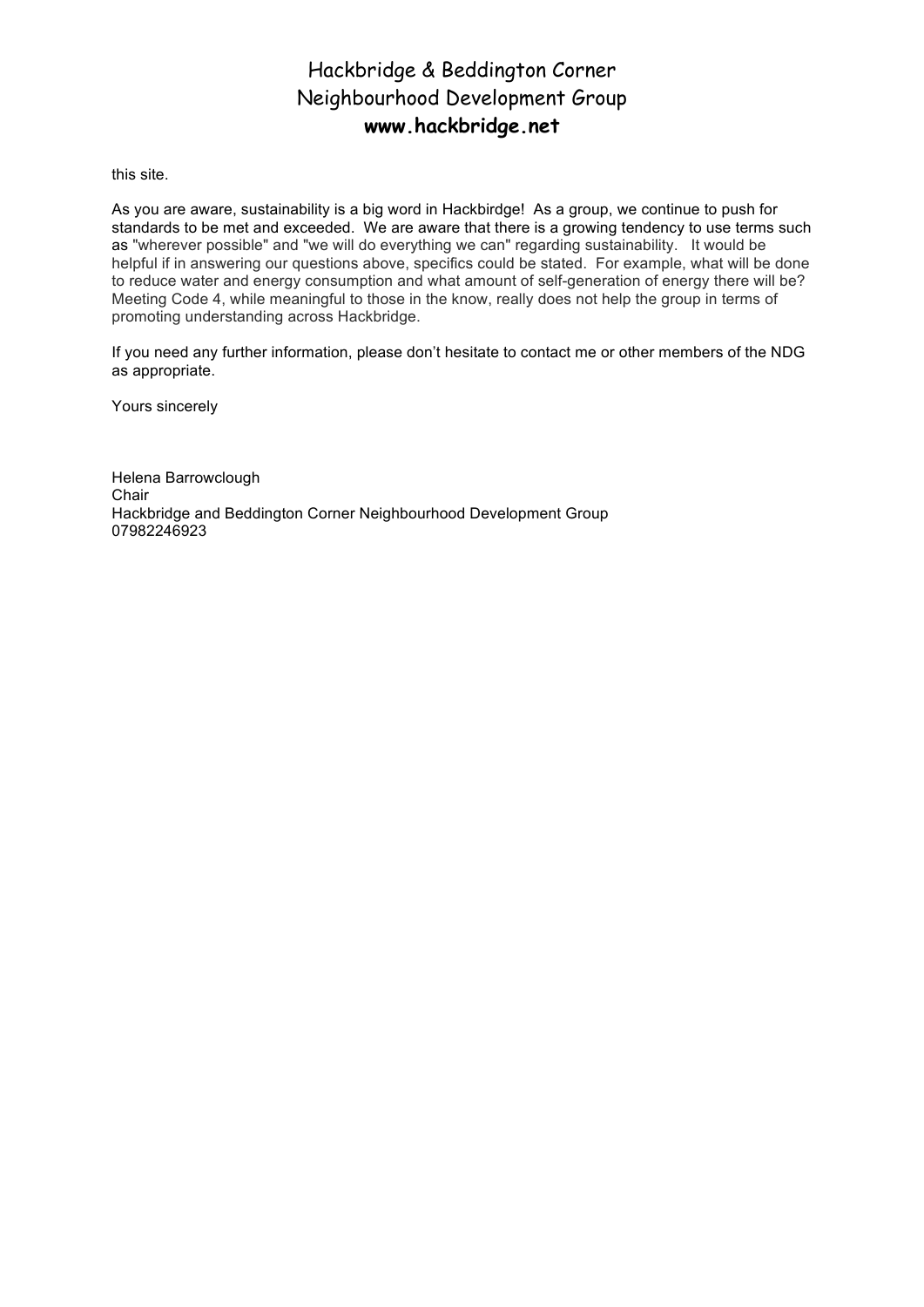this site.

As you are aware, sustainability is a big word in Hackbirdge! As a group, we continue to push for standards to be met and exceeded. We are aware that there is a growing tendency to use terms such as "wherever possible" and "we will do everything we can" regarding sustainability. It would be helpful if in answering our questions above, specifics could be stated. For example, what will be done to reduce water and energy consumption and what amount of self-generation of energy there will be? Meeting Code 4, while meaningful to those in the know, really does not help the group in terms of promoting understanding across Hackbridge.

If you need any further information, please don't hesitate to contact me or other members of the NDG as appropriate.

Yours sincerely

Helena Barrowclough
Chair
Hackbridge and Beddington Corner Neighbourhood Development Group
07982246923